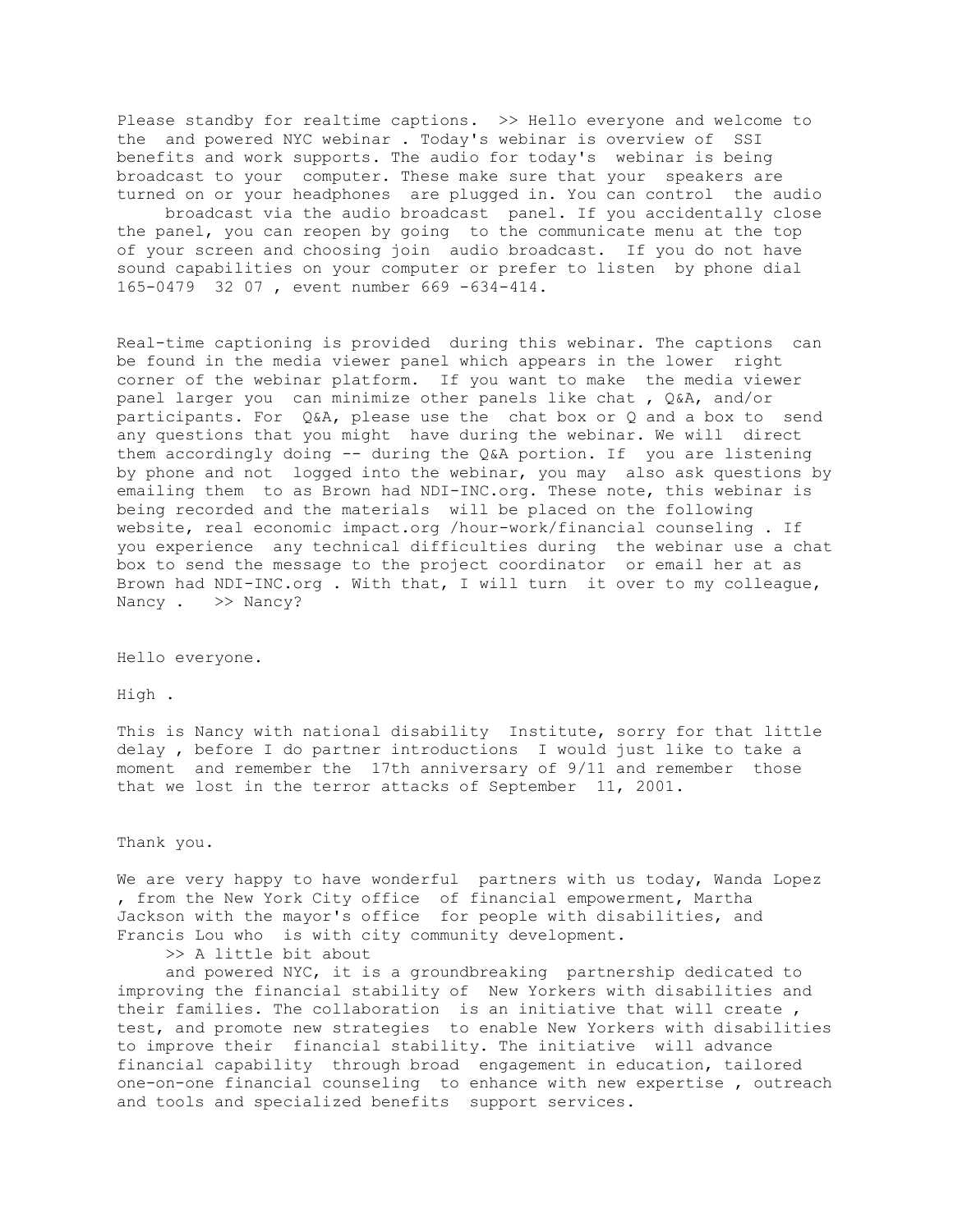Please standby for realtime captions. >> Hello everyone and welcome to the and powered NYC webinar . Today's webinar is overview of SSI benefits and work supports. The audio for today's webinar is being broadcast to your computer. These make sure that your speakers are turned on or your headphones are plugged in. You can control the audio broadcast via the audio broadcast panel. If you accidentally close the panel, you can reopen by going to the communicate menu at the top of your screen and choosing join audio broadcast. If you do not have sound capabilities on your computer or prefer to listen by phone dial 165-0479 32 07 , event number 669 -634-414.

Real-time captioning is provided during this webinar. The captions can be found in the media viewer panel which appears in the lower right corner of the webinar platform. If you want to make the media viewer panel larger you can minimize other panels like chat , Q&A, and/or participants. For Q&A, please use the chat box or Q and a box to send any questions that you might have during the webinar. We will direct them accordingly doing -- during the Q&A portion. If you are listening by phone and not logged into the webinar, you may also ask questions by emailing them to as Brown had NDI-INC.org. These note, this webinar is being recorded and the materials will be placed on the following website, real economic impact.org /hour-work/financial counseling . If you experience any technical difficulties during the webinar use a chat box to send the message to the project coordinator or email her at as Brown had NDI-INC.org . With that, I will turn it over to my colleague, Nancy . >> Nancy?

Hello everyone.

High .

This is Nancy with national disability Institute, sorry for that little delay , before I do partner introductions I would just like to take a moment and remember the 17th anniversary of 9/11 and remember those that we lost in the terror attacks of September 11, 2001.

Thank you.

We are very happy to have wonderful partners with us today, Wanda Lopez , from the New York City office of financial empowerment, Martha Jackson with the mayor's office for people with disabilities, and Francis Lou who is with city community development.

>> A little bit about and powered NYC, it is a groundbreaking partnership dedicated to improving the financial stability of New Yorkers with disabilities and their families. The collaboration is an initiative that will create , test, and promote new strategies to enable New Yorkers with disabilities to improve their financial stability. The initiative will advance financial capability through broad engagement in education, tailored one-on-one financial counseling to enhance with new expertise , outreach and tools and specialized benefits support services.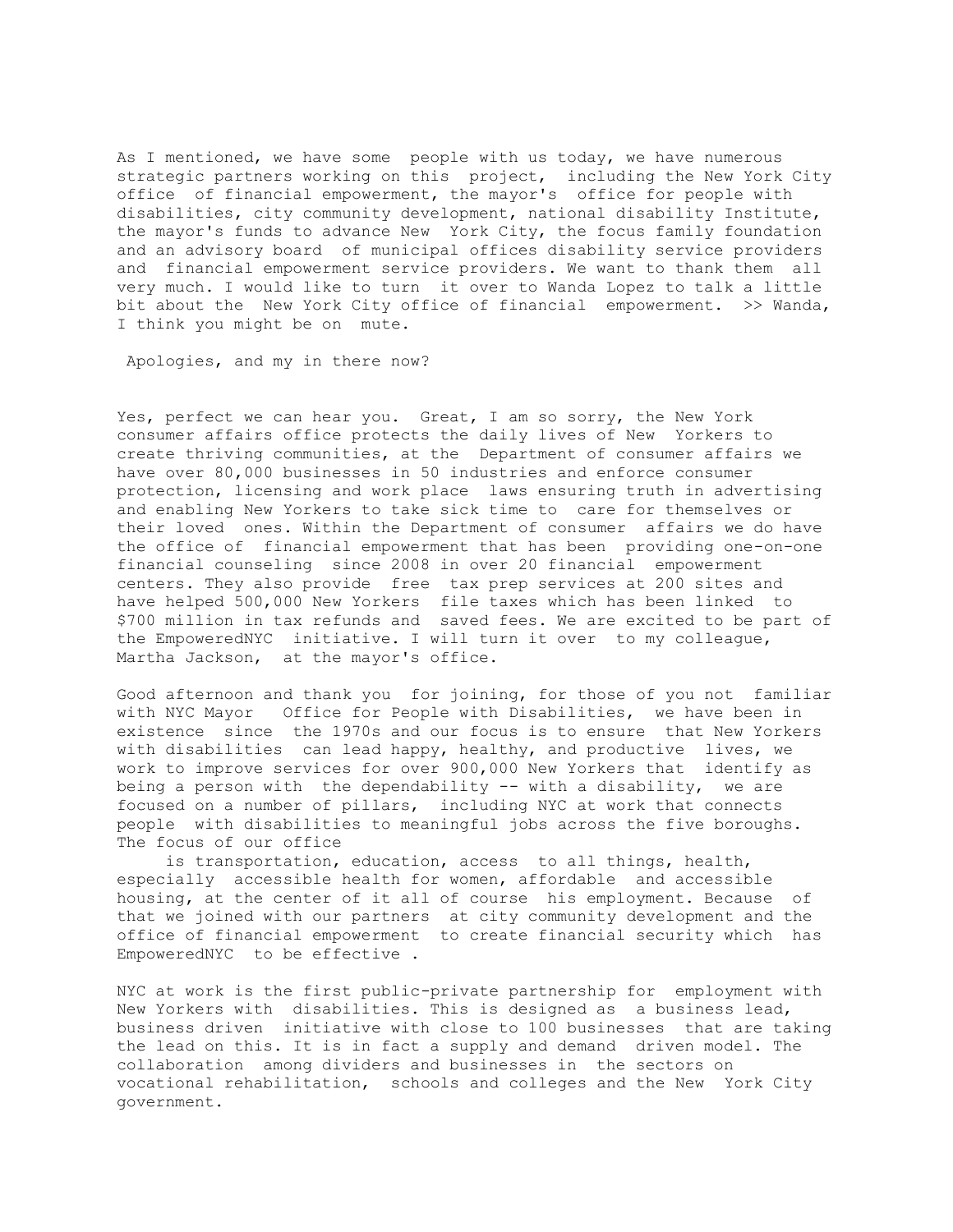As I mentioned, we have some people with us today, we have numerous strategic partners working on this project, including the New York City office of financial empowerment, the mayor's office for people with disabilities, city community development, national disability Institute, the mayor's funds to advance New York City, the focus family foundation and an advisory board of municipal offices disability service providers and financial empowerment service providers. We want to thank them all very much. I would like to turn it over to Wanda Lopez to talk a little bit about the New York City office of financial empowerment. >> Wanda, I think you might be on mute.

Apologies, and my in there now?

Yes, perfect we can hear you. Great, I am so sorry, the New York consumer affairs office protects the daily lives of New Yorkers to create thriving communities, at the Department of consumer affairs we have over 80,000 businesses in 50 industries and enforce consumer protection, licensing and work place laws ensuring truth in advertising and enabling New Yorkers to take sick time to care for themselves or their loved ones. Within the Department of consumer affairs we do have the office of financial empowerment that has been providing one-on-one financial counseling since 2008 in over 20 financial empowerment centers. They also provide free tax prep services at 200 sites and have helped 500,000 New Yorkers file taxes which has been linked to $700 million in tax refunds and saved fees. We are excited to be part of the EmpoweredNYC initiative. I will turn it over to my colleague, Martha Jackson, at the mayor's office.

Good afternoon and thank you for joining, for those of you not familiar with NYC Mayor Office for People with Disabilities, we have been in existence since the 1970s and our focus is to ensure that New Yorkers with disabilities can lead happy, healthy, and productive lives, we work to improve services for over 900,000 New Yorkers that identify as being a person with the dependability -- with a disability, we are focused on a number of pillars, including NYC at work that connects people with disabilities to meaningful jobs across the five boroughs. The focus of our office is transportation, education, access to all things, health, especially accessible health for women, affordable and accessible housing, at the center of it all of course his employment. Because of that we joined with our partners at city community development and the office of financial empowerment to create financial security which has EmpoweredNYC to be effective .

NYC at work is the first public-private partnership for employment with New Yorkers with disabilities. This is designed as a business lead, business driven initiative with close to 100 businesses that are taking the lead on this. It is in fact a supply and demand driven model. The collaboration among dividers and businesses in the sectors on vocational rehabilitation, schools and colleges and the New York City government.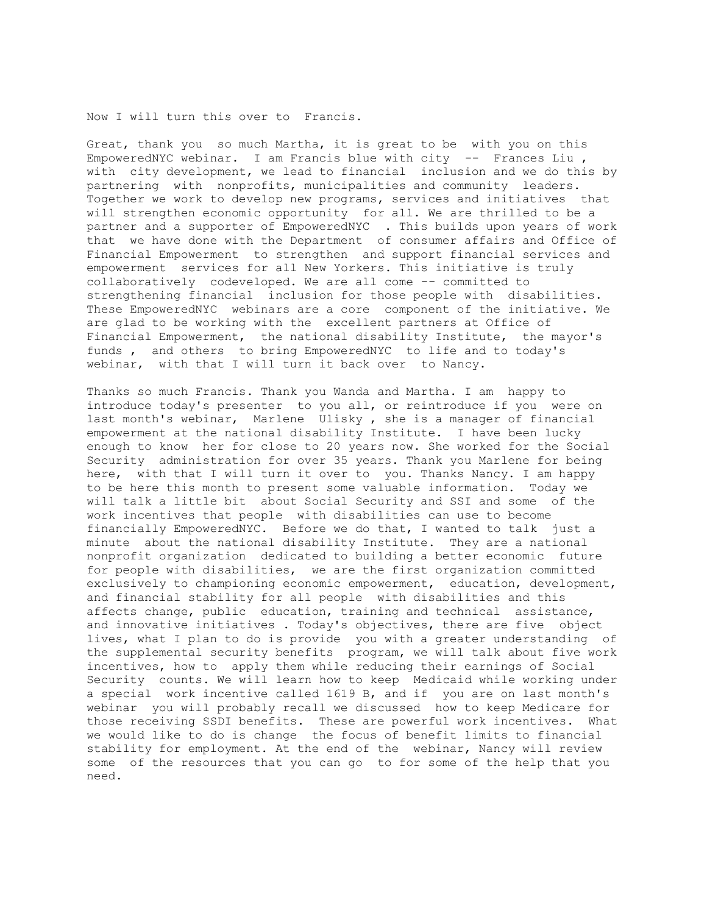Now I will turn this over to Francis.

Great, thank you so much Martha, it is great to be with you on this EmpoweredNYC webinar. I am Francis blue with city -- Frances Liu , with city development, we lead to financial inclusion and we do this by partnering with nonprofits, municipalities and community leaders. Together we work to develop new programs, services and initiatives that will strengthen economic opportunity for all. We are thrilled to be a partner and a supporter of EmpoweredNYC . This builds upon years of work that we have done with the Department of consumer affairs and Office of Financial Empowerment to strengthen and support financial services and empowerment services for all New Yorkers. This initiative is truly collaboratively codeveloped. We are all come -- committed to strengthening financial inclusion for those people with disabilities. These EmpoweredNYC webinars are a core component of the initiative. We are glad to be working with the excellent partners at Office of Financial Empowerment, the national disability Institute, the mayor's funds , and others to bring EmpoweredNYC to life and to today's webinar, with that I will turn it back over to Nancy.

Thanks so much Francis. Thank you Wanda and Martha. I am happy to introduce today's presenter to you all, or reintroduce if you were on last month's webinar, Marlene Ulisky , she is a manager of financial empowerment at the national disability Institute. I have been lucky enough to know her for close to 20 years now. She worked for the Social Security administration for over 35 years. Thank you Marlene for being here, with that I will turn it over to you. Thanks Nancy. I am happy to be here this month to present some valuable information. Today we will talk a little bit about Social Security and SSI and some of the work incentives that people with disabilities can use to become financially EmpoweredNYC. Before we do that, I wanted to talk just a minute about the national disability Institute. They are a national nonprofit organization dedicated to building a better economic future for people with disabilities, we are the first organization committed exclusively to championing economic empowerment, education, development, and financial stability for all people with disabilities and this affects change, public education, training and technical assistance, and innovative initiatives . Today's objectives, there are five object lives, what I plan to do is provide you with a greater understanding of the supplemental security benefits program, we will talk about five work incentives, how to apply them while reducing their earnings of Social Security counts. We will learn how to keep Medicaid while working under a special work incentive called 1619 B, and if you are on last month's webinar you will probably recall we discussed how to keep Medicare for those receiving SSDI benefits. These are powerful work incentives. What we would like to do is change the focus of benefit limits to financial stability for employment. At the end of the webinar, Nancy will review some of the resources that you can go to for some of the help that you need.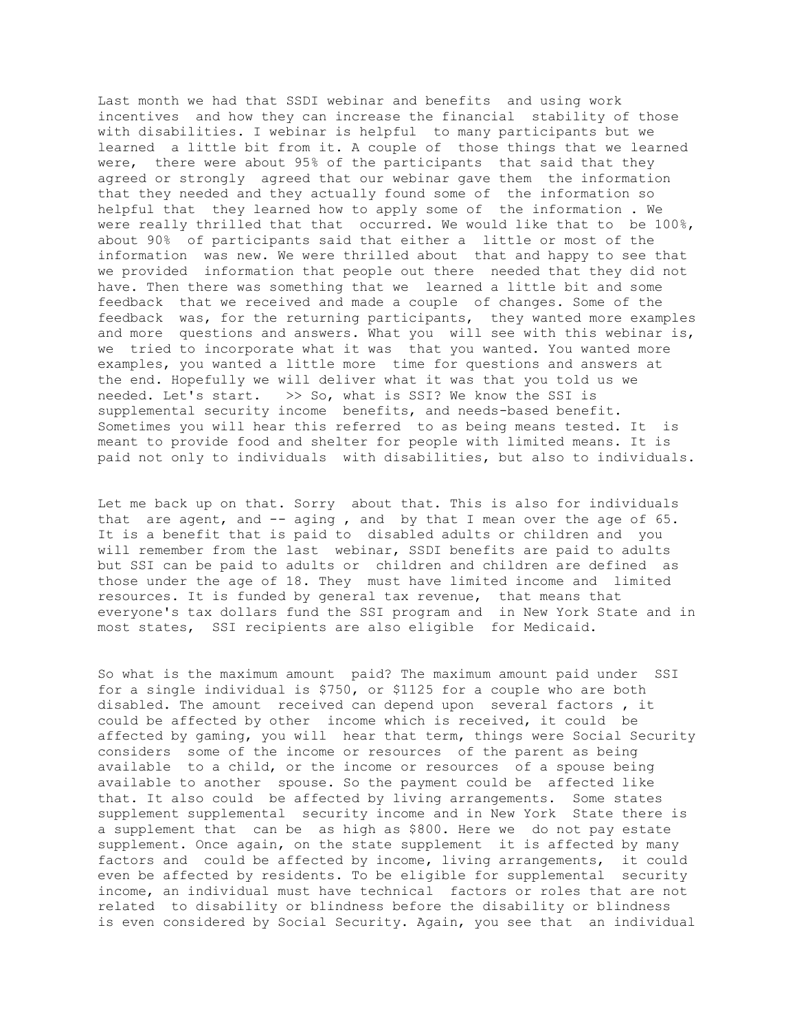Last month we had that SSDI webinar and benefits and using work incentives and how they can increase the financial stability of those with disabilities. I webinar is helpful to many participants but we learned a little bit from it. A couple of those things that we learned were, there were about 95% of the participants that said that they agreed or strongly agreed that our webinar gave them the information that they needed and they actually found some of the information so helpful that they learned how to apply some of the information . We were really thrilled that that occurred. We would like that to be 100%, about 90% of participants said that either a little or most of the information was new. We were thrilled about that and happy to see that we provided information that people out there needed that they did not have. Then there was something that we learned a little bit and some feedback that we received and made a couple of changes. Some of the feedback was, for the returning participants, they wanted more examples and more questions and answers. What you will see with this webinar is, we tried to incorporate what it was that you wanted. You wanted more examples, you wanted a little more time for questions and answers at the end. Hopefully we will deliver what it was that you told us we needed. Let's start. >> So, what is SSI? We know the SSI is supplemental security income benefits, and needs-based benefit. Sometimes you will hear this referred to as being means tested. It is meant to provide food and shelter for people with limited means. It is paid not only to individuals with disabilities, but also to individuals.

Let me back up on that. Sorry about that. This is also for individuals that are agent, and -- aging , and by that I mean over the age of 65. It is a benefit that is paid to disabled adults or children and you will remember from the last webinar, SSDI benefits are paid to adults but SSI can be paid to adults or children and children are defined as those under the age of 18. They must have limited income and limited resources. It is funded by general tax revenue, that means that everyone's tax dollars fund the SSI program and in New York State and in most states, SSI recipients are also eligible for Medicaid.

So what is the maximum amount paid? The maximum amount paid under SSI for a single individual is $750, or $1125 for a couple who are both disabled. The amount received can depend upon several factors , it could be affected by other income which is received, it could be affected by gaming, you will hear that term, things were Social Security considers some of the income or resources of the parent as being available to a child, or the income or resources of a spouse being available to another spouse. So the payment could be affected like that. It also could be affected by living arrangements. Some states supplement supplemental security income and in New York State there is a supplement that can be as high as $800. Here we do not pay estate supplement. Once again, on the state supplement it is affected by many factors and could be affected by income, living arrangements, it could even be affected by residents. To be eligible for supplemental security income, an individual must have technical factors or roles that are not related to disability or blindness before the disability or blindness is even considered by Social Security. Again, you see that an individual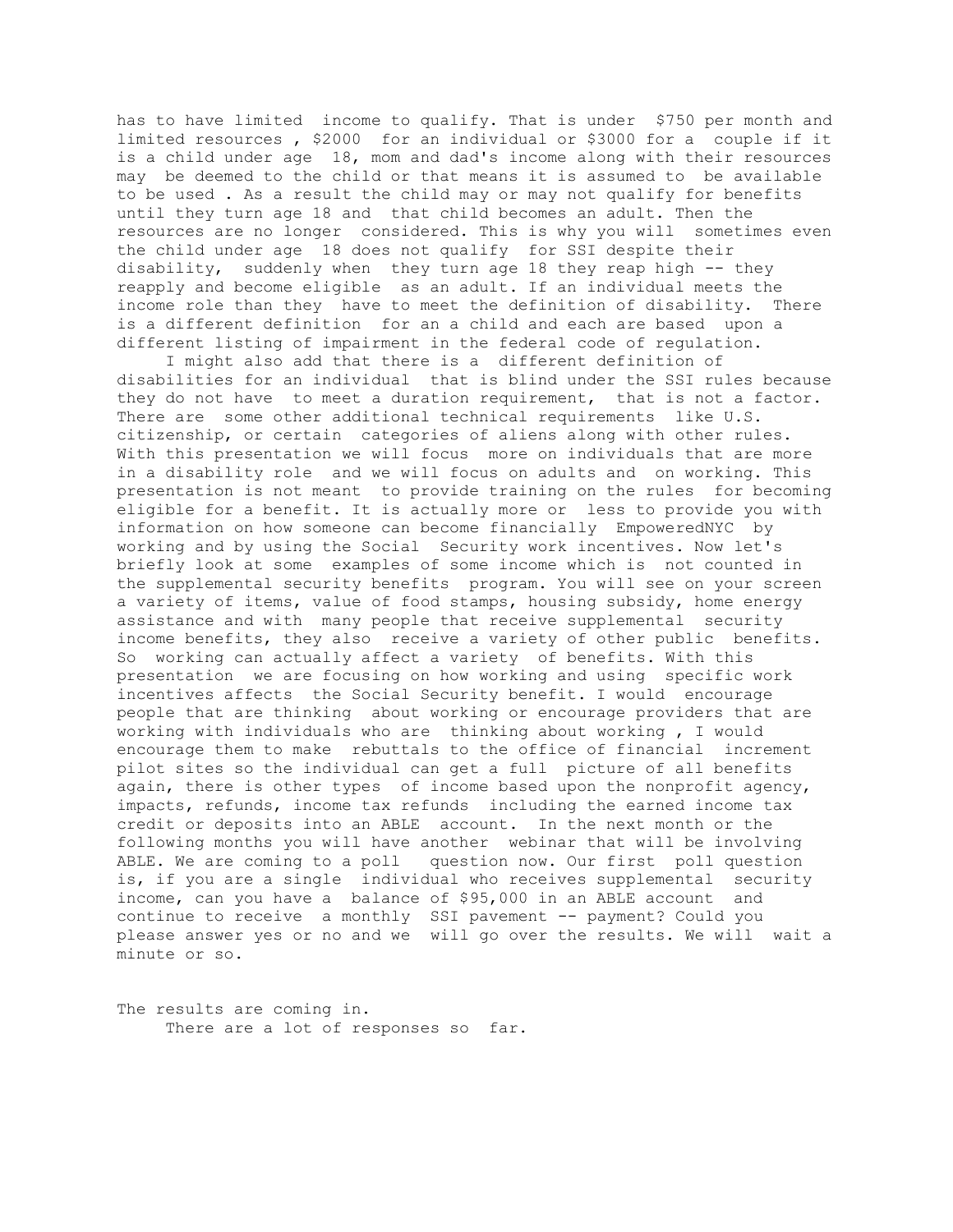has to have limited income to qualify. That is under $750 per month and limited resources , $2000 for an individual or $3000 for a couple if it is a child under age 18, mom and dad's income along with their resources may be deemed to the child or that means it is assumed to be available to be used . As a result the child may or may not qualify for benefits until they turn age 18 and that child becomes an adult. Then the resources are no longer considered. This is why you will sometimes even the child under age 18 does not qualify for SSI despite their disability, suddenly when they turn age 18 they reap high -- they reapply and become eligible as an adult. If an individual meets the income role than they have to meet the definition of disability. There is a different definition for an a child and each are based upon a different listing of impairment in the federal code of regulation.

I might also add that there is a different definition of disabilities for an individual that is blind under the SSI rules because they do not have to meet a duration requirement, that is not a factor. There are some other additional technical requirements like U.S. citizenship, or certain categories of aliens along with other rules. With this presentation we will focus more on individuals that are more in a disability role and we will focus on adults and on working. This presentation is not meant to provide training on the rules for becoming eligible for a benefit. It is actually more or less to provide you with information on how someone can become financially EmpoweredNYC by working and by using the Social Security work incentives. Now let's briefly look at some examples of some income which is not counted in the supplemental security benefits program. You will see on your screen a variety of items, value of food stamps, housing subsidy, home energy assistance and with many people that receive supplemental security income benefits, they also receive a variety of other public benefits. So working can actually affect a variety of benefits. With this presentation we are focusing on how working and using specific work incentives affects the Social Security benefit. I would encourage people that are thinking about working or encourage providers that are working with individuals who are thinking about working , I would encourage them to make rebuttals to the office of financial increment pilot sites so the individual can get a full picture of all benefits again, there is other types of income based upon the nonprofit agency, impacts, refunds, income tax refunds including the earned income tax credit or deposits into an ABLE account. In the next month or the following months you will have another webinar that will be involving ABLE. We are coming to a poll question now. Our first poll question is, if you are a single individual who receives supplemental security income, can you have a balance of $95,000 in an ABLE account and continue to receive a monthly SSI pavement -- payment? Could you please answer yes or no and we will go over the results. We will wait a minute or so.

The results are coming in.

There are a lot of responses so far.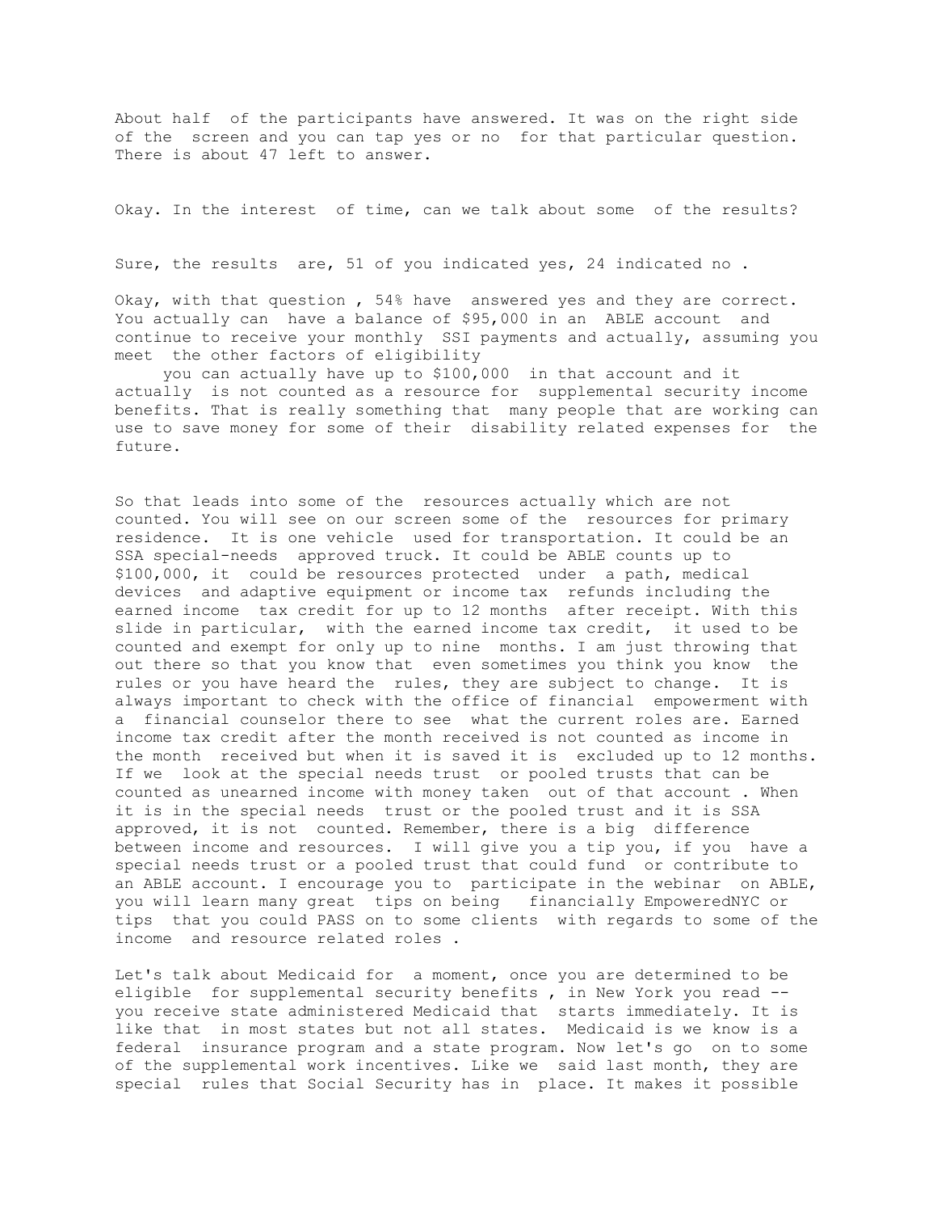About half of the participants have answered. It was on the right side of the screen and you can tap yes or no for that particular question. There is about 47 left to answer.

Okay. In the interest of time, can we talk about some of the results?

Sure, the results are, 51 of you indicated yes, 24 indicated no .

Okay, with that question , 54% have answered yes and they are correct. You actually can have a balance of $95,000 in an ABLE account and continue to receive your monthly SSI payments and actually, assuming you meet the other factors of eligibility
you can actually have up to $100,000 in that account and it actually is not counted as a resource for supplemental security income benefits. That is really something that many people that are working can use to save money for some of their disability related expenses for the future.

So that leads into some of the resources actually which are not counted. You will see on our screen some of the resources for primary residence. It is one vehicle used for transportation. It could be an SSA special-needs approved truck. It could be ABLE counts up to $100,000, it could be resources protected under a path, medical devices and adaptive equipment or income tax refunds including the earned income tax credit for up to 12 months after receipt. With this slide in particular, with the earned income tax credit, it used to be counted and exempt for only up to nine months. I am just throwing that out there so that you know that even sometimes you think you know the rules or you have heard the rules, they are subject to change. It is always important to check with the office of financial empowerment with a financial counselor there to see what the current roles are. Earned income tax credit after the month received is not counted as income in the month received but when it is saved it is excluded up to 12 months. If we look at the special needs trust or pooled trusts that can be counted as unearned income with money taken out of that account . When it is in the special needs trust or the pooled trust and it is SSA approved, it is not counted. Remember, there is a big difference between income and resources. I will give you a tip you, if you have a special needs trust or a pooled trust that could fund or contribute to an ABLE account. I encourage you to participate in the webinar on ABLE, you will learn many great tips on being financially EmpoweredNYC or tips that you could PASS on to some clients with regards to some of the income and resource related roles .

Let's talk about Medicaid for a moment, once you are determined to be eligible for supplemental security benefits , in New York you read -- you receive state administered Medicaid that starts immediately. It is like that in most states but not all states. Medicaid is we know is a federal insurance program and a state program. Now let's go on to some of the supplemental work incentives. Like we said last month, they are special rules that Social Security has in place. It makes it possible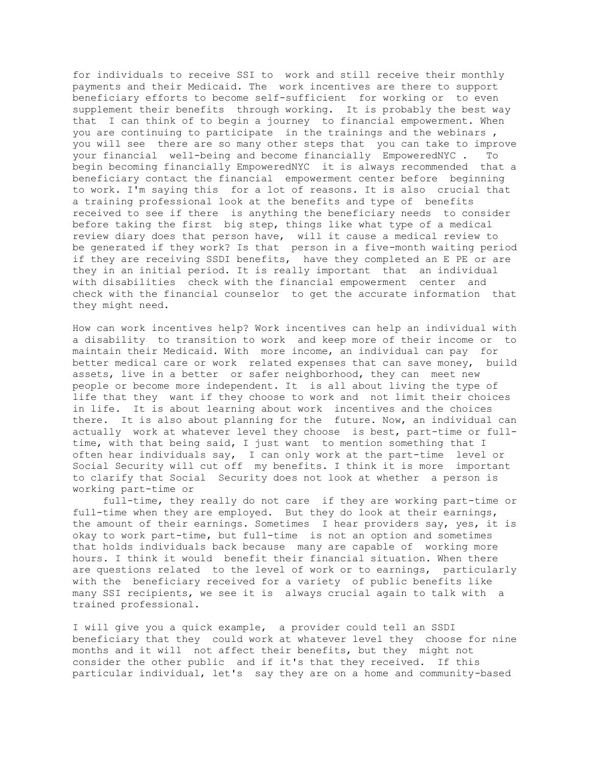for individuals to receive SSI to work and still receive their monthly payments and their Medicaid. The work incentives are there to support beneficiary efforts to become self-sufficient for working or to even supplement their benefits through working. It is probably the best way that I can think of to begin a journey to financial empowerment. When you are continuing to participate in the trainings and the webinars , you will see there are so many other steps that you can take to improve your financial well-being and become financially EmpoweredNYC . To begin becoming financially EmpoweredNYC it is always recommended that a beneficiary contact the financial empowerment center before beginning to work. I'm saying this for a lot of reasons. It is also crucial that a training professional look at the benefits and type of benefits received to see if there is anything the beneficiary needs to consider before taking the first big step, things like what type of a medical review diary does that person have, will it cause a medical review to be generated if they work? Is that person in a five-month waiting period if they are receiving SSDI benefits, have they completed an E PE or are they in an initial period. It is really important that an individual with disabilities check with the financial empowerment center and check with the financial counselor to get the accurate information that they might need.

How can work incentives help? Work incentives can help an individual with a disability to transition to work and keep more of their income or to maintain their Medicaid. With more income, an individual can pay for better medical care or work related expenses that can save money, build assets, live in a better or safer neighborhood, they can meet new people or become more independent. It is all about living the type of life that they want if they choose to work and not limit their choices in life. It is about learning about work incentives and the choices there. It is also about planning for the future. Now, an individual can actually work at whatever level they choose is best, part-time or full-time, with that being said, I just want to mention something that I often hear individuals say, I can only work at the part-time level or Social Security will cut off my benefits. I think it is more important to clarify that Social Security does not look at whether a person is working part-time or full-time, they really do not care if they are working part-time or full-time when they are employed. But they do look at their earnings, the amount of their earnings. Sometimes I hear providers say, yes, it is okay to work part-time, but full-time is not an option and sometimes that holds individuals back because many are capable of working more hours. I think it would benefit their financial situation. When there are questions related to the level of work or to earnings, particularly with the beneficiary received for a variety of public benefits like many SSI recipients, we see it is always crucial again to talk with a trained professional.

I will give you a quick example, a provider could tell an SSDI beneficiary that they could work at whatever level they choose for nine months and it will not affect their benefits, but they might not consider the other public and if it's that they received. If this particular individual, let's say they are on a home and community-based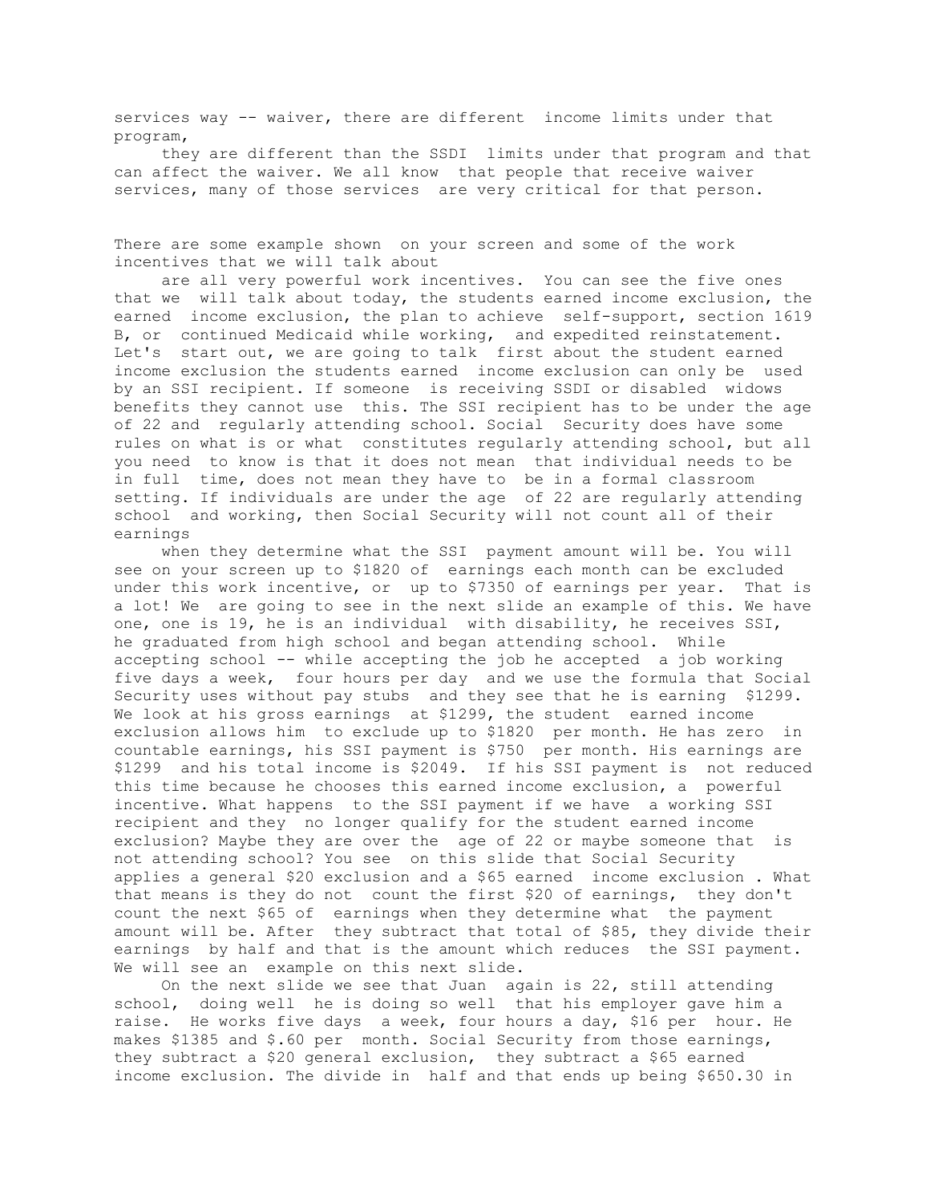services way -- waiver, there are different income limits under that program,

they are different than the SSDI limits under that program and that can affect the waiver. We all know that people that receive waiver services, many of those services are very critical for that person.

There are some example shown on your screen and some of the work incentives that we will talk about

are all very powerful work incentives. You can see the five ones that we will talk about today, the students earned income exclusion, the earned income exclusion, the plan to achieve self-support, section 1619 B, or continued Medicaid while working, and expedited reinstatement. Let's start out, we are going to talk first about the student earned income exclusion the students earned income exclusion can only be used by an SSI recipient. If someone is receiving SSDI or disabled widows benefits they cannot use this. The SSI recipient has to be under the age of 22 and regularly attending school. Social Security does have some rules on what is or what constitutes regularly attending school, but all you need to know is that it does not mean that individual needs to be in full time, does not mean they have to be in a formal classroom setting. If individuals are under the age of 22 are regularly attending school and working, then Social Security will not count all of their earnings

when they determine what the SSI payment amount will be. You will see on your screen up to $1820 of earnings each month can be excluded under this work incentive, or up to $7350 of earnings per year. That is a lot! We are going to see in the next slide an example of this. We have one, one is 19, he is an individual with disability, he receives SSI, he graduated from high school and began attending school. While accepting school -- while accepting the job he accepted a job working five days a week, four hours per day and we use the formula that Social Security uses without pay stubs and they see that he is earning $1299. We look at his gross earnings at $1299, the student earned income exclusion allows him to exclude up to $1820 per month. He has zero in countable earnings, his SSI payment is $750 per month. His earnings are $1299 and his total income is $2049. If his SSI payment is not reduced this time because he chooses this earned income exclusion, a powerful incentive. What happens to the SSI payment if we have a working SSI recipient and they no longer qualify for the student earned income exclusion? Maybe they are over the age of 22 or maybe someone that is not attending school? You see on this slide that Social Security applies a general $20 exclusion and a $65 earned income exclusion . What that means is they do not count the first $20 of earnings, they don't count the next $65 of earnings when they determine what the payment amount will be. After they subtract that total of $85, they divide their earnings by half and that is the amount which reduces the SSI payment. We will see an example on this next slide.

On the next slide we see that Juan again is 22, still attending school, doing well he is doing so well that his employer gave him a raise. He works five days a week, four hours a day, $16 per hour. He makes $1385 and $.60 per month. Social Security from those earnings, they subtract a $20 general exclusion, they subtract a $65 earned income exclusion. The divide in half and that ends up being $650.30 in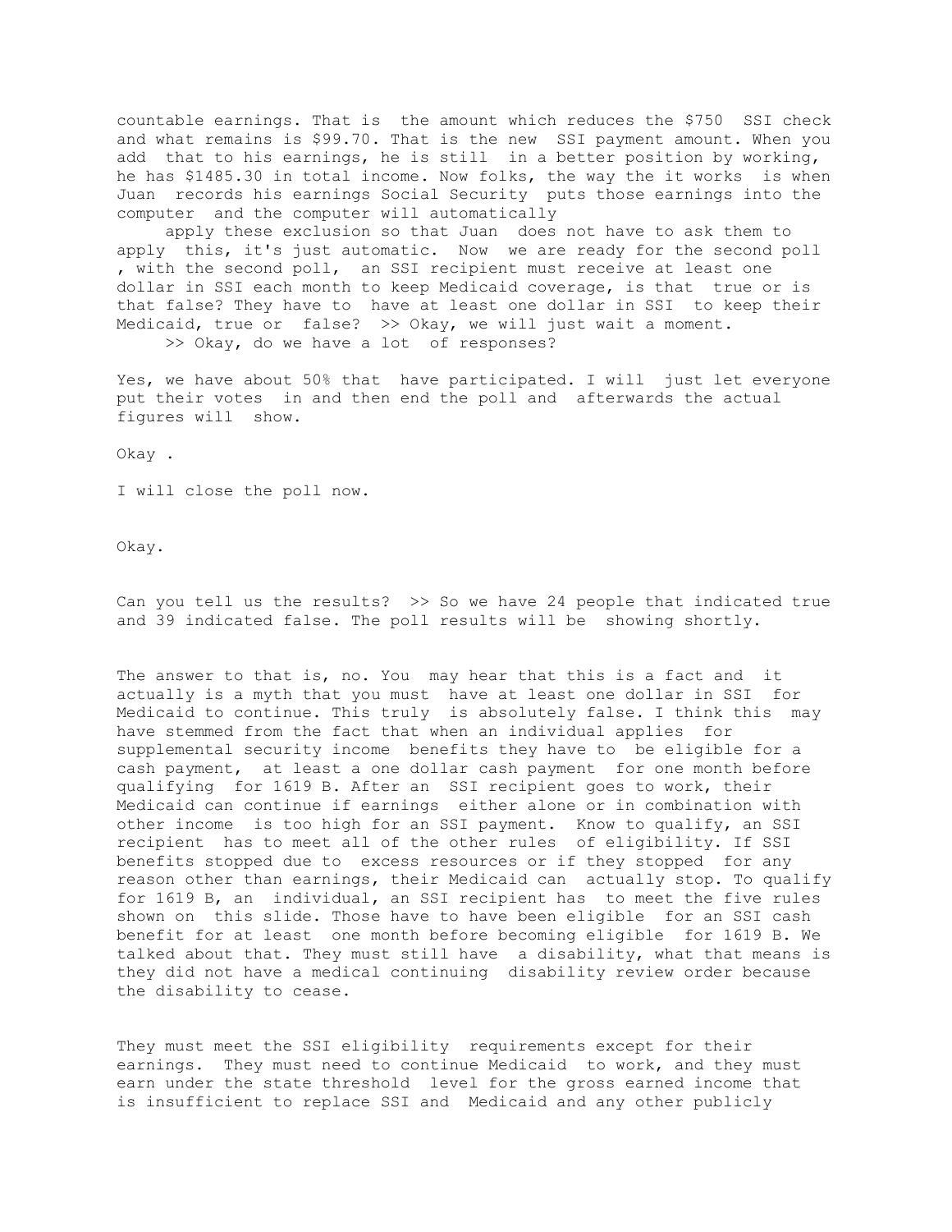countable earnings. That is the amount which reduces the $750 SSI check and what remains is $99.70. That is the new SSI payment amount. When you add that to his earnings, he is still in a better position by working, he has $1485.30 in total income. Now folks, the way the it works is when Juan records his earnings Social Security puts those earnings into the computer and the computer will automatically

apply these exclusion so that Juan does not have to ask them to apply this, it's just automatic. Now we are ready for the second poll , with the second poll, an SSI recipient must receive at least one dollar in SSI each month to keep Medicaid coverage, is that true or is that false? They have to have at least one dollar in SSI to keep their Medicaid, true or false? >> Okay, we will just wait a moment.

>> Okay, do we have a lot of responses?

Yes, we have about 50% that have participated. I will just let everyone put their votes in and then end the poll and afterwards the actual figures will show.

Okay .

I will close the poll now.

Okay.

Can you tell us the results? >> So we have 24 people that indicated true and 39 indicated false. The poll results will be showing shortly.

The answer to that is, no. You may hear that this is a fact and it actually is a myth that you must have at least one dollar in SSI for Medicaid to continue. This truly is absolutely false. I think this may have stemmed from the fact that when an individual applies for supplemental security income benefits they have to be eligible for a cash payment, at least a one dollar cash payment for one month before qualifying for 1619 B. After an SSI recipient goes to work, their Medicaid can continue if earnings either alone or in combination with other income is too high for an SSI payment. Know to qualify, an SSI recipient has to meet all of the other rules of eligibility. If SSI benefits stopped due to excess resources or if they stopped for any reason other than earnings, their Medicaid can actually stop. To qualify for 1619 B, an individual, an SSI recipient has to meet the five rules shown on this slide. Those have to have been eligible for an SSI cash benefit for at least one month before becoming eligible for 1619 B. We talked about that. They must still have a disability, what that means is they did not have a medical continuing disability review order because the disability to cease.

They must meet the SSI eligibility requirements except for their earnings. They must need to continue Medicaid to work, and they must earn under the state threshold level for the gross earned income that is insufficient to replace SSI and Medicaid and any other publicly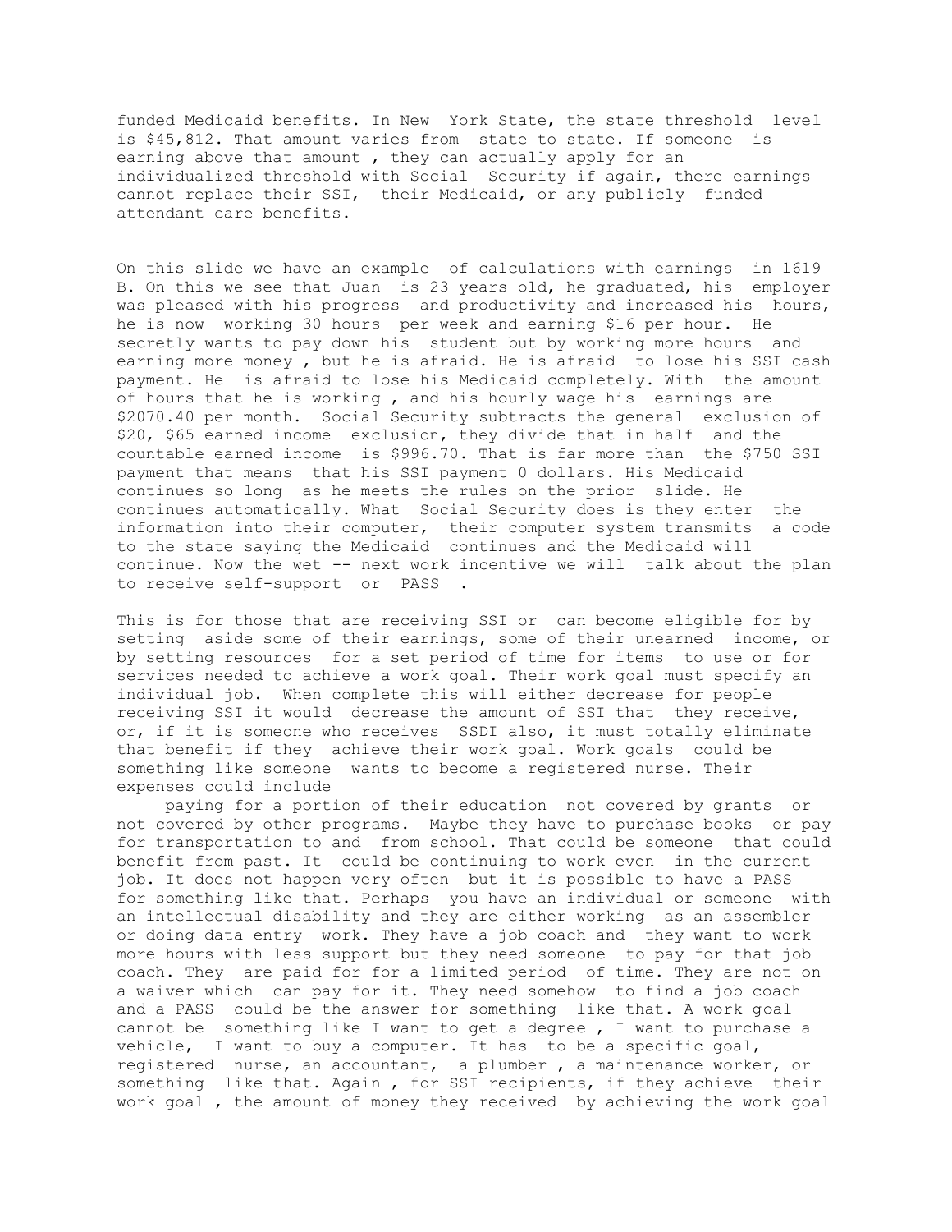funded Medicaid benefits. In New York State, the state threshold level is $45,812. That amount varies from state to state. If someone is earning above that amount , they can actually apply for an individualized threshold with Social Security if again, there earnings cannot replace their SSI, their Medicaid, or any publicly funded attendant care benefits.

On this slide we have an example of calculations with earnings in 1619 B. On this we see that Juan is 23 years old, he graduated, his employer was pleased with his progress and productivity and increased his hours, he is now working 30 hours per week and earning $16 per hour. He secretly wants to pay down his student but by working more hours and earning more money , but he is afraid. He is afraid to lose his SSI cash payment. He is afraid to lose his Medicaid completely. With the amount of hours that he is working , and his hourly wage his earnings are $2070.40 per month. Social Security subtracts the general exclusion of $20, $65 earned income exclusion, they divide that in half and the countable earned income is $996.70. That is far more than the $750 SSI payment that means that his SSI payment 0 dollars. His Medicaid continues so long as he meets the rules on the prior slide. He continues automatically. What Social Security does is they enter the information into their computer, their computer system transmits a code to the state saying the Medicaid continues and the Medicaid will continue. Now the wet -- next work incentive we will talk about the plan to receive self-support or PASS .

This is for those that are receiving SSI or can become eligible for by setting aside some of their earnings, some of their unearned income, or by setting resources for a set period of time for items to use or for services needed to achieve a work goal. Their work goal must specify an individual job. When complete this will either decrease for people receiving SSI it would decrease the amount of SSI that they receive, or, if it is someone who receives SSDI also, it must totally eliminate that benefit if they achieve their work goal. Work goals could be something like someone wants to become a registered nurse. Their expenses could include

paying for a portion of their education not covered by grants or not covered by other programs. Maybe they have to purchase books or pay for transportation to and from school. That could be someone that could benefit from past. It could be continuing to work even in the current job. It does not happen very often but it is possible to have a PASS for something like that. Perhaps you have an individual or someone with an intellectual disability and they are either working as an assembler or doing data entry work. They have a job coach and they want to work more hours with less support but they need someone to pay for that job coach. They are paid for for a limited period of time. They are not on a waiver which can pay for it. They need somehow to find a job coach and a PASS could be the answer for something like that. A work goal cannot be something like I want to get a degree , I want to purchase a vehicle, I want to buy a computer. It has to be a specific goal, registered nurse, an accountant, a plumber , a maintenance worker, or something like that. Again , for SSI recipients, if they achieve their work goal , the amount of money they received by achieving the work goal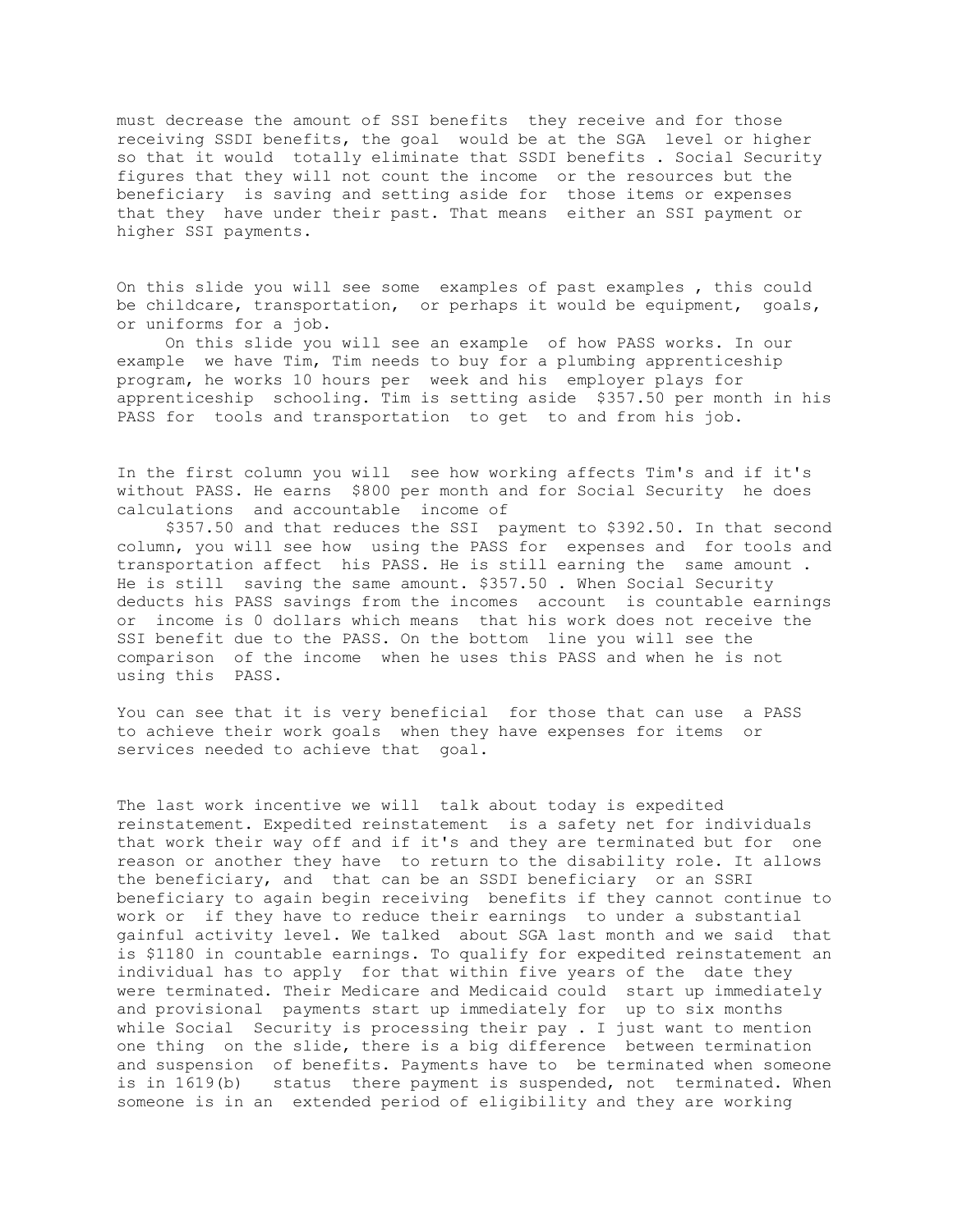must decrease the amount of SSI benefits they receive and for those receiving SSDI benefits, the goal would be at the SGA level or higher so that it would totally eliminate that SSDI benefits . Social Security figures that they will not count the income or the resources but the beneficiary is saving and setting aside for those items or expenses that they have under their past. That means either an SSI payment or higher SSI payments.

On this slide you will see some examples of past examples , this could be childcare, transportation, or perhaps it would be equipment, goals, or uniforms for a job.

On this slide you will see an example of how PASS works. In our example we have Tim, Tim needs to buy for a plumbing apprenticeship program, he works 10 hours per week and his employer plays for apprenticeship schooling. Tim is setting aside $357.50 per month in his PASS for tools and transportation to get to and from his job.

In the first column you will see how working affects Tim's and if it's without PASS. He earns $800 per month and for Social Security he does calculations and accountable income of

$357.50 and that reduces the SSI payment to $392.50. In that second column, you will see how using the PASS for expenses and for tools and transportation affect his PASS. He is still earning the same amount . He is still saving the same amount. $357.50 . When Social Security deducts his PASS savings from the incomes account is countable earnings or income is 0 dollars which means that his work does not receive the SSI benefit due to the PASS. On the bottom line you will see the comparison of the income when he uses this PASS and when he is not using this PASS.

You can see that it is very beneficial for those that can use a PASS to achieve their work goals when they have expenses for items or services needed to achieve that goal.

The last work incentive we will talk about today is expedited reinstatement. Expedited reinstatement is a safety net for individuals that work their way off and if it's and they are terminated but for one reason or another they have to return to the disability role. It allows the beneficiary, and that can be an SSDI beneficiary or an SSRI beneficiary to again begin receiving benefits if they cannot continue to work or if they have to reduce their earnings to under a substantial gainful activity level. We talked about SGA last month and we said that is $1180 in countable earnings. To qualify for expedited reinstatement an individual has to apply for that within five years of the date they were terminated. Their Medicare and Medicaid could start up immediately and provisional payments start up immediately for up to six months while Social Security is processing their pay . I just want to mention one thing on the slide, there is a big difference between termination and suspension of benefits. Payments have to be terminated when someone is in 1619(b) status there payment is suspended, not terminated. When someone is in an extended period of eligibility and they are working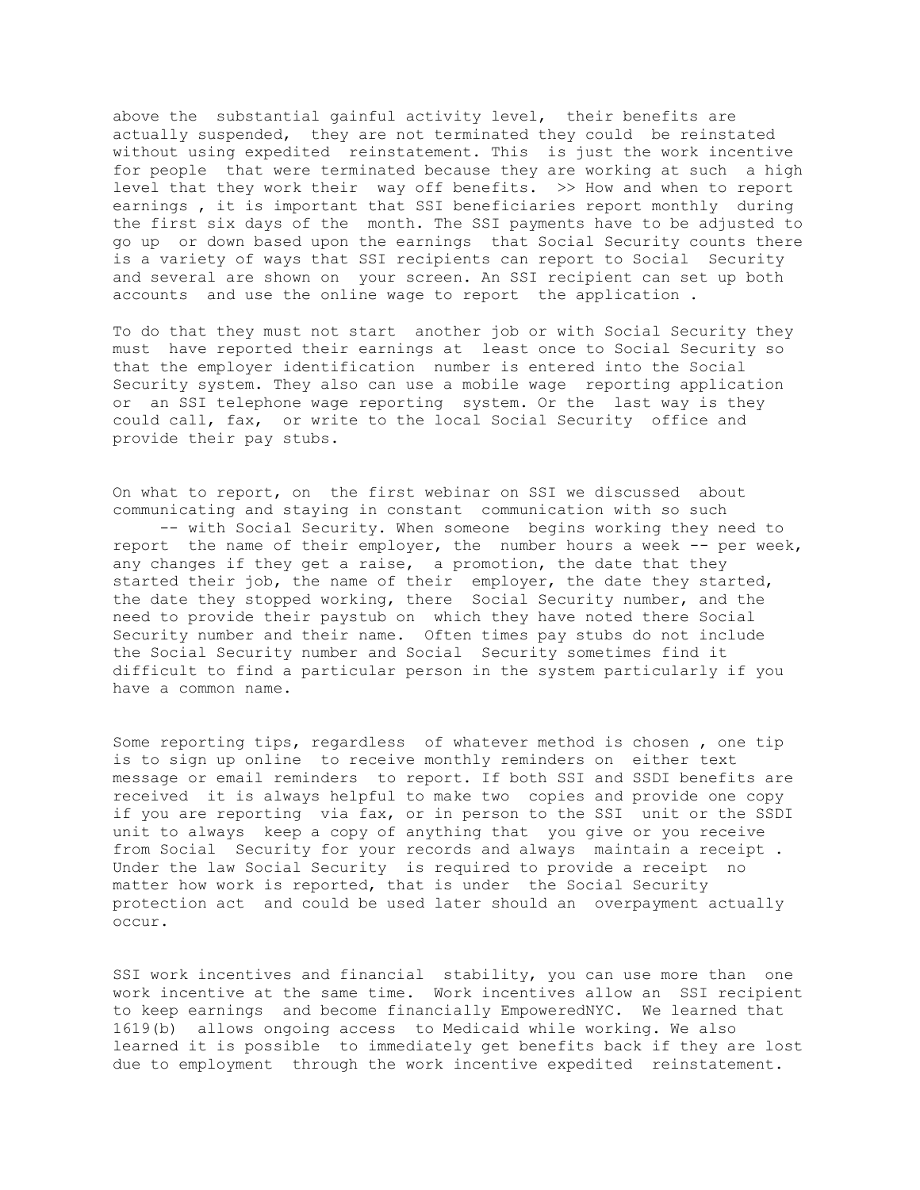above the substantial gainful activity level, their benefits are actually suspended, they are not terminated they could be reinstated without using expedited reinstatement. This is just the work incentive for people that were terminated because they are working at such a high level that they work their way off benefits. >> How and when to report earnings , it is important that SSI beneficiaries report monthly during the first six days of the month. The SSI payments have to be adjusted to go up or down based upon the earnings that Social Security counts there is a variety of ways that SSI recipients can report to Social Security and several are shown on your screen. An SSI recipient can set up both accounts and use the online wage to report the application .

To do that they must not start another job or with Social Security they must have reported their earnings at least once to Social Security so that the employer identification number is entered into the Social Security system. They also can use a mobile wage reporting application or an SSI telephone wage reporting system. Or the last way is they could call, fax, or write to the local Social Security office and provide their pay stubs.

On what to report, on the first webinar on SSI we discussed about communicating and staying in constant communication with so such -- with Social Security. When someone begins working they need to report the name of their employer, the number hours a week -- per week, any changes if they get a raise, a promotion, the date that they started their job, the name of their employer, the date they started, the date they stopped working, there Social Security number, and the need to provide their paystub on which they have noted there Social Security number and their name. Often times pay stubs do not include the Social Security number and Social Security sometimes find it difficult to find a particular person in the system particularly if you have a common name.

Some reporting tips, regardless of whatever method is chosen , one tip is to sign up online to receive monthly reminders on either text message or email reminders to report. If both SSI and SSDI benefits are received it is always helpful to make two copies and provide one copy if you are reporting via fax, or in person to the SSI unit or the SSDI unit to always keep a copy of anything that you give or you receive from Social Security for your records and always maintain a receipt . Under the law Social Security is required to provide a receipt no matter how work is reported, that is under the Social Security protection act and could be used later should an overpayment actually occur.

SSI work incentives and financial stability, you can use more than one work incentive at the same time. Work incentives allow an SSI recipient to keep earnings and become financially EmpoweredNYC. We learned that 1619(b) allows ongoing access to Medicaid while working. We also learned it is possible to immediately get benefits back if they are lost due to employment through the work incentive expedited reinstatement.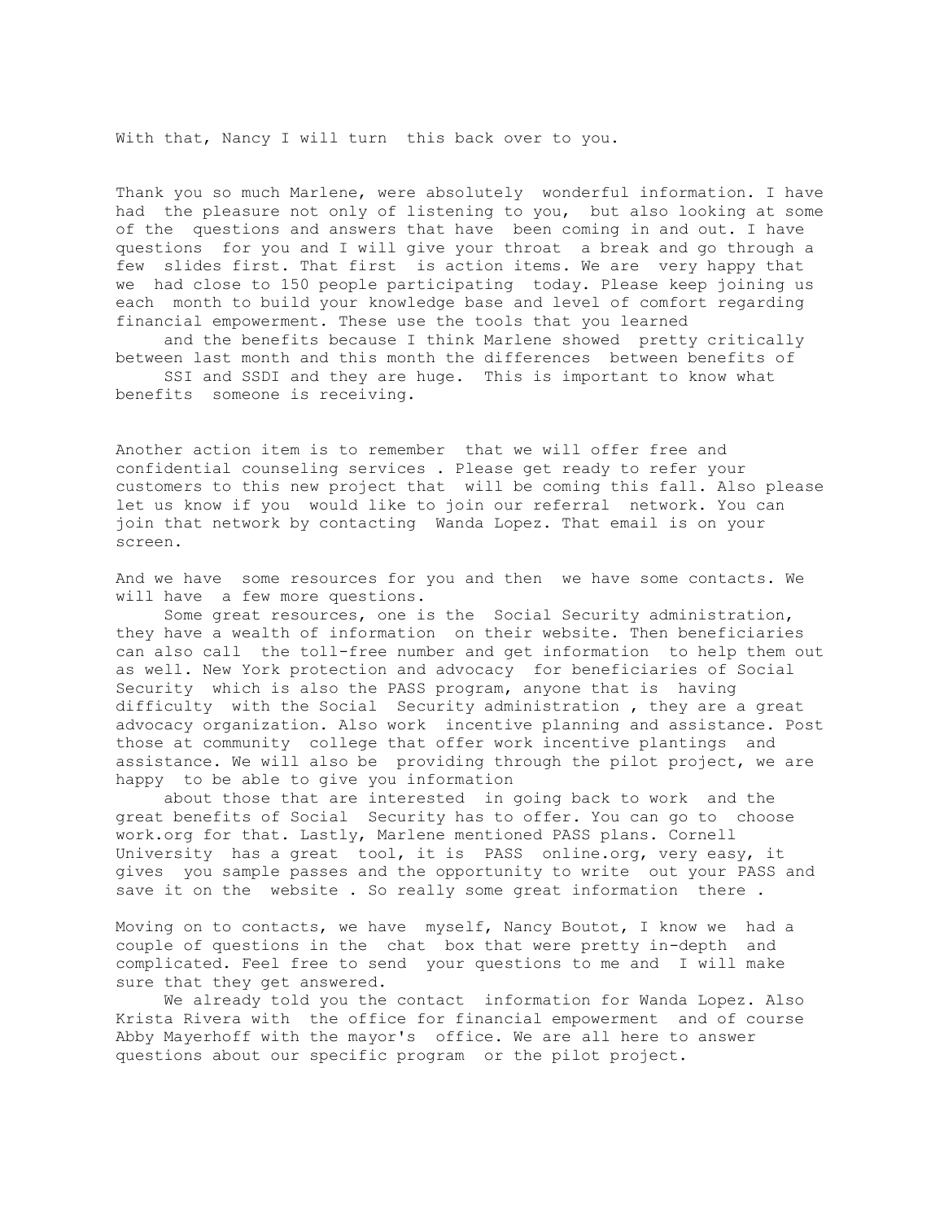With that, Nancy I will turn this back over to you.

Thank you so much Marlene, were absolutely wonderful information. I have had the pleasure not only of listening to you, but also looking at some of the questions and answers that have been coming in and out. I have questions for you and I will give your throat a break and go through a few slides first. That first is action items. We are very happy that we had close to 150 people participating today. Please keep joining us each month to build your knowledge base and level of comfort regarding financial empowerment. These use the tools that you learned and the benefits because I think Marlene showed pretty critically between last month and this month the differences between benefits of SSI and SSDI and they are huge. This is important to know what benefits someone is receiving.

Another action item is to remember that we will offer free and confidential counseling services . Please get ready to refer your customers to this new project that will be coming this fall. Also please let us know if you would like to join our referral network. You can join that network by contacting Wanda Lopez. That email is on your screen.

And we have some resources for you and then we have some contacts. We will have a few more questions.

Some great resources, one is the Social Security administration, they have a wealth of information on their website. Then beneficiaries can also call the toll-free number and get information to help them out as well. New York protection and advocacy for beneficiaries of Social Security which is also the PASS program, anyone that is having difficulty with the Social Security administration , they are a great advocacy organization. Also work incentive planning and assistance. Post those at community college that offer work incentive plantings and assistance. We will also be providing through the pilot project, we are happy to be able to give you information about those that are interested in going back to work and the great benefits of Social Security has to offer. You can go to choose work.org for that. Lastly, Marlene mentioned PASS plans. Cornell University has a great tool, it is PASS online.org, very easy, it gives you sample passes and the opportunity to write out your PASS and save it on the website . So really some great information there .

Moving on to contacts, we have myself, Nancy Boutot, I know we had a couple of questions in the chat box that were pretty in-depth and complicated. Feel free to send your questions to me and I will make sure that they get answered.

We already told you the contact information for Wanda Lopez. Also Krista Rivera with the office for financial empowerment and of course Abby Mayerhoff with the mayor's office. We are all here to answer questions about our specific program or the pilot project.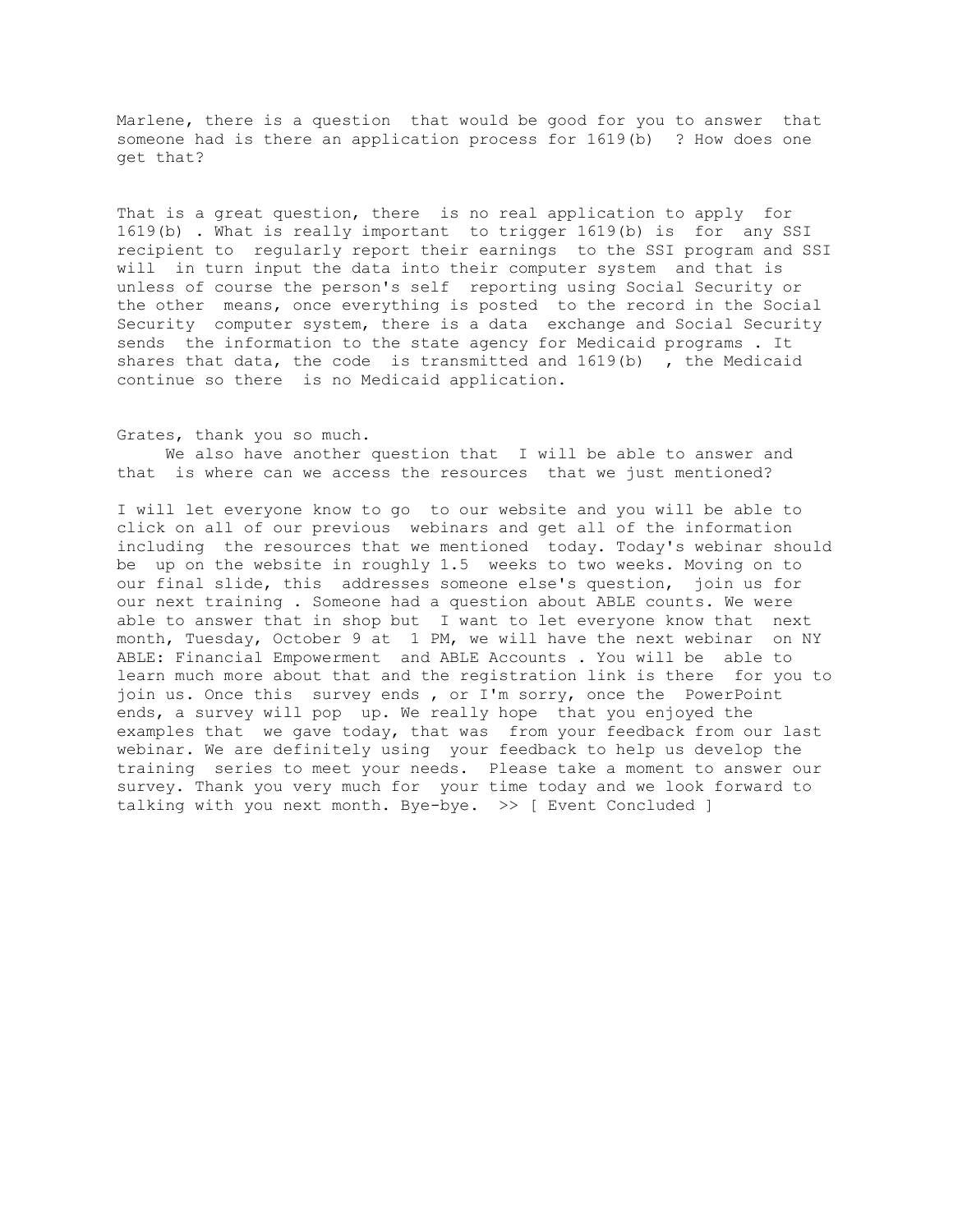Marlene, there is a question that would be good for you to answer that someone had is there an application process for 1619(b) ? How does one get that?

That is a great question, there is no real application to apply for 1619(b) . What is really important to trigger 1619(b) is for any SSI recipient to regularly report their earnings to the SSI program and SSI will in turn input the data into their computer system and that is unless of course the person's self reporting using Social Security or the other means, once everything is posted to the record in the Social Security computer system, there is a data exchange and Social Security sends the information to the state agency for Medicaid programs . It shares that data, the code is transmitted and 1619(b) , the Medicaid continue so there is no Medicaid application.

Grates, thank you so much.
We also have another question that I will be able to answer and that is where can we access the resources that we just mentioned?

I will let everyone know to go to our website and you will be able to click on all of our previous webinars and get all of the information including the resources that we mentioned today. Today's webinar should be up on the website in roughly 1.5 weeks to two weeks. Moving on to our final slide, this addresses someone else's question, join us for our next training . Someone had a question about ABLE counts. We were able to answer that in shop but I want to let everyone know that next month, Tuesday, October 9 at 1 PM, we will have the next webinar on NY ABLE: Financial Empowerment and ABLE Accounts . You will be able to learn much more about that and the registration link is there for you to join us. Once this survey ends , or I'm sorry, once the PowerPoint ends, a survey will pop up. We really hope that you enjoyed the examples that we gave today, that was from your feedback from our last webinar. We are definitely using your feedback to help us develop the training series to meet your needs. Please take a moment to answer our survey. Thank you very much for your time today and we look forward to talking with you next month. Bye-bye. >> [ Event Concluded ]